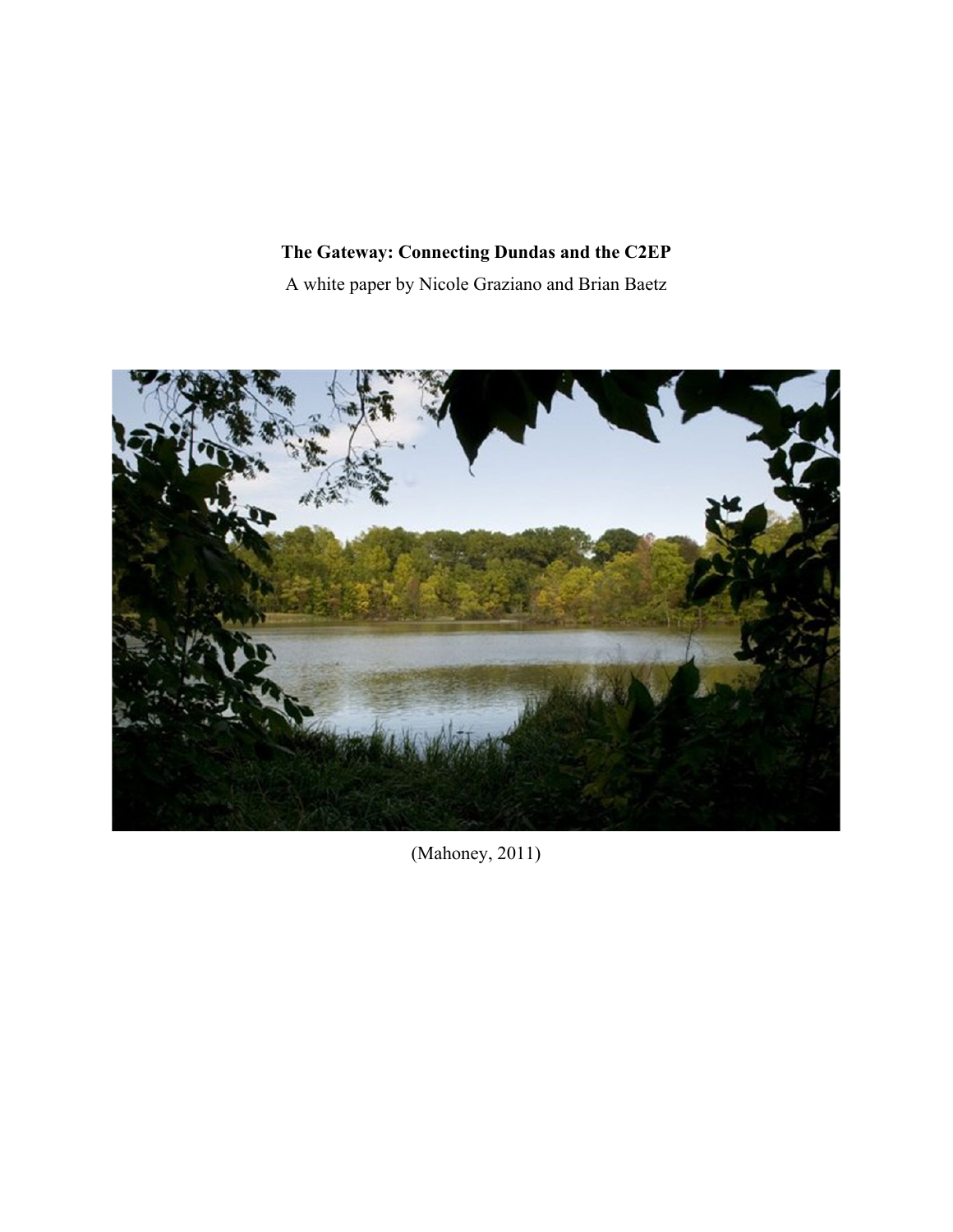**The Gateway: Connecting Dundas and the C2EP**

A white paper by Nicole Graziano and Brian Baetz

(Mahoney, 2011)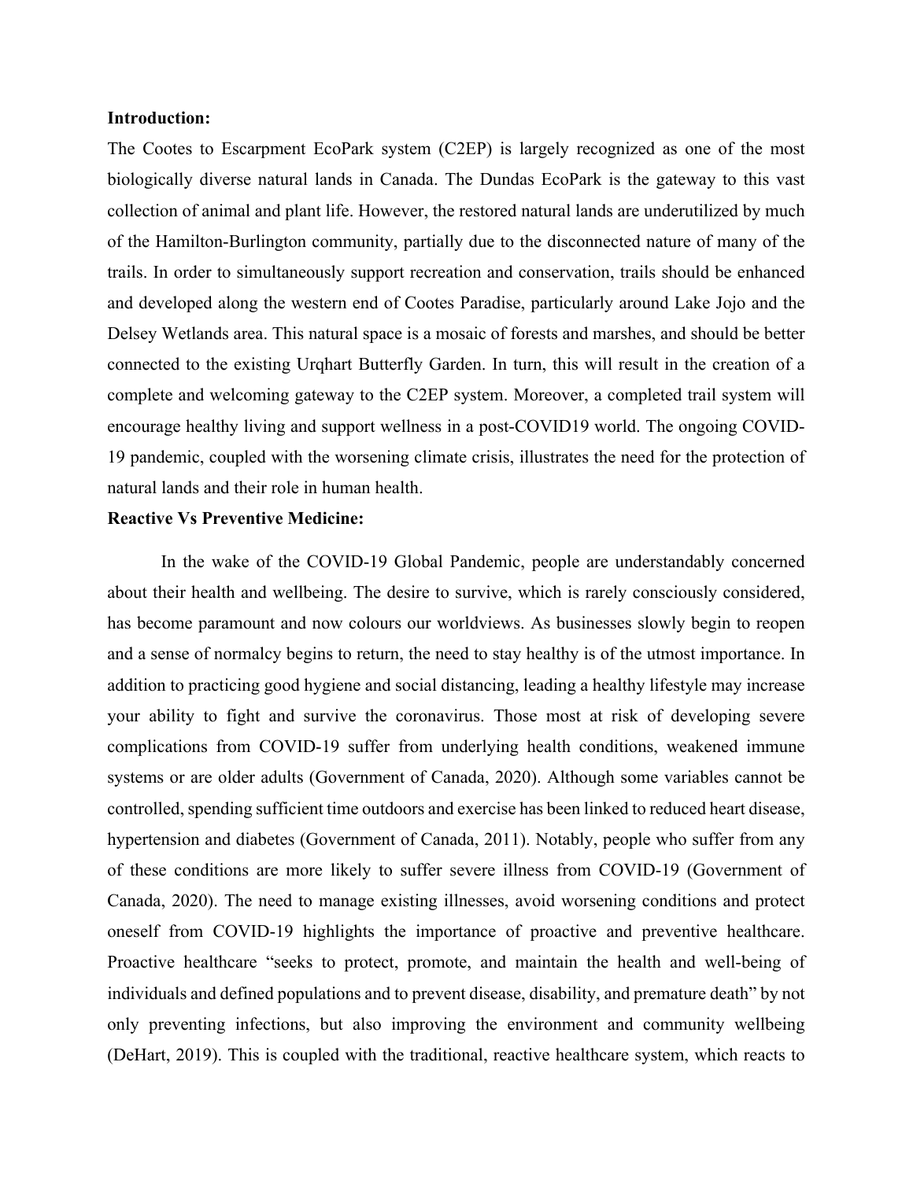**Introduction:**

The Cootes to Escarpment EcoPark system (C2EP) is largely recognized as one of the most biologically diverse natural lands in Canada. The Dundas EcoPark is the gateway to this vast collection of animal and plant life. However, the restored natural lands are underutilized by much of the Hamilton-Burlington community, partially due to the disconnected nature of many of the trails. In order to simultaneously support recreation and conservation, trails should be enhanced and developed along the western end of Cootes Paradise, particularly around Lake Jojo and the Delsey Wetlands area. This natural space is a mosaic of forests and marshes, and should be better connected to the existing Urqhart Butterfly Garden. In turn, this will result in the creation of a complete and welcoming gateway to the C2EP system. Moreover, a completed trail system will encourage healthy living and support wellness in a post-COVID19 world. The ongoing COVID-19 pandemic, coupled with the worsening climate crisis, illustrates the need for the protection of natural lands and their role in human health.

**Reactive Vs Preventive Medicine:**

In the wake of the COVID-19 Global Pandemic, people are understandably concerned about their health and wellbeing. The desire to survive, which is rarely consciously considered, has become paramount and now colours our worldviews. As businesses slowly begin to reopen and a sense of normalcy begins to return, the need to stay healthy is of the utmost importance. In addition to practicing good hygiene and social distancing, leading a healthy lifestyle may increase your ability to fight and survive the coronavirus. Those most at risk of developing severe complications from COVID-19 suffer from underlying health conditions, weakened immune systems or are older adults (Government of Canada, 2020). Although some variables cannot be controlled, spending sufficient time outdoors and exercise has been linked to reduced heart disease, hypertension and diabetes (Government of Canada, 2011). Notably, people who suffer from any of these conditions are more likely to suffer severe illness from COVID-19 (Government of Canada, 2020). The need to manage existing illnesses, avoid worsening conditions and protect oneself from COVID-19 highlights the importance of proactive and preventive healthcare. Proactive healthcare "seeks to protect, promote, and maintain the health and well-being of individuals and defined populations and to prevent disease, disability, and premature death" by not only preventing infections, but also improving the environment and community wellbeing (DeHart, 2019). This is coupled with the traditional, reactive healthcare system, which reacts to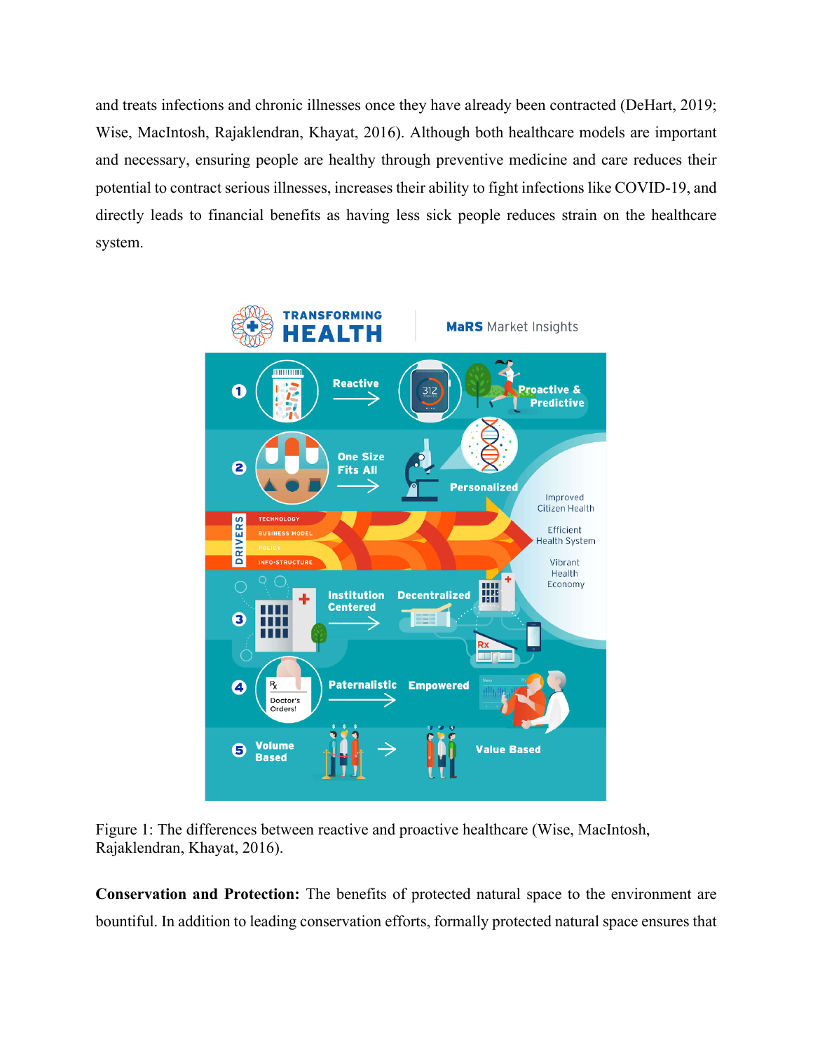and treats infections and chronic illnesses once they have already been contracted (DeHart, 2019; Wise, MacIntosh, Rajaklendran, Khayat, 2016). Although both healthcare models are important and necessary, ensuring people are healthy through preventive medicine and care reduces their potential to contract serious illnesses, increases their ability to fight infections like COVID-19, and directly leads to financial benefits as having less sick people reduces strain on the healthcare system.

Figure 1: The differences between reactive and proactive healthcare (Wise, MacIntosh, Rajaklendran, Khayat, 2016).

**Conservation and Protection:** The benefits of protected natural space to the environment are bountiful. In addition to leading conservation efforts, formally protected natural space ensures that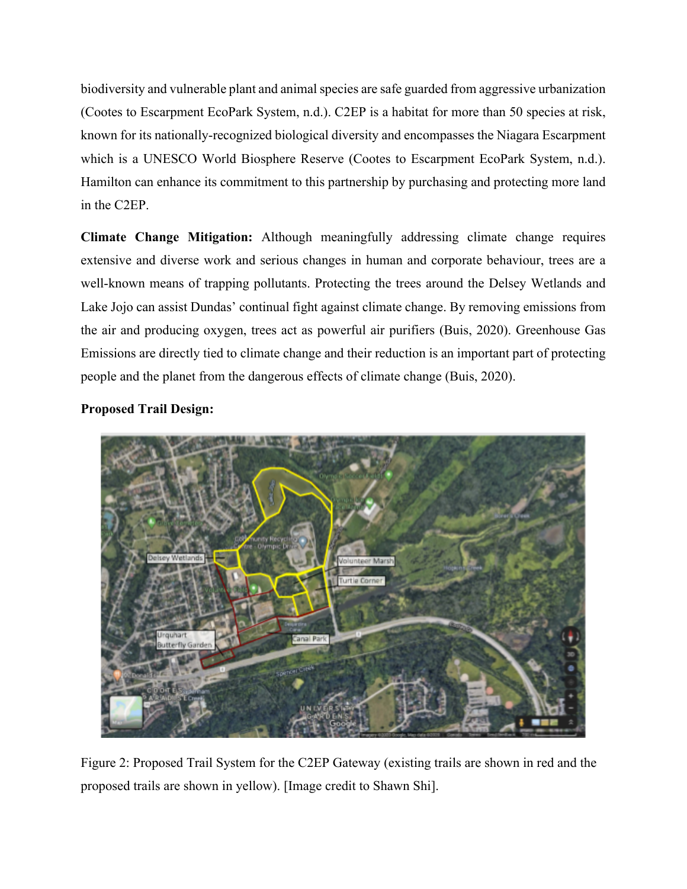biodiversity and vulnerable plant and animal species are safe guarded from aggressive urbanization (Cootes to Escarpment EcoPark System, n.d.). C2EP is a habitat for more than 50 species at risk, known for its nationally-recognized biological diversity and encompasses the Niagara Escarpment which is a UNESCO World Biosphere Reserve (Cootes to Escarpment EcoPark System, n.d.). Hamilton can enhance its commitment to this partnership by purchasing and protecting more land in the C2EP.

**Climate Change Mitigation:** Although meaningfully addressing climate change requires extensive and diverse work and serious changes in human and corporate behaviour, trees are a well-known means of trapping pollutants. Protecting the trees around the Delsey Wetlands and Lake Jojo can assist Dundas' continual fight against climate change. By removing emissions from the air and producing oxygen, trees act as powerful air purifiers (Buis, 2020). Greenhouse Gas Emissions are directly tied to climate change and their reduction is an important part of protecting people and the planet from the dangerous effects of climate change (Buis, 2020).

**Proposed Trail Design:**

Figure 2: Proposed Trail System for the C2EP Gateway (existing trails are shown in red and the proposed trails are shown in yellow). [Image credit to Shawn Shi].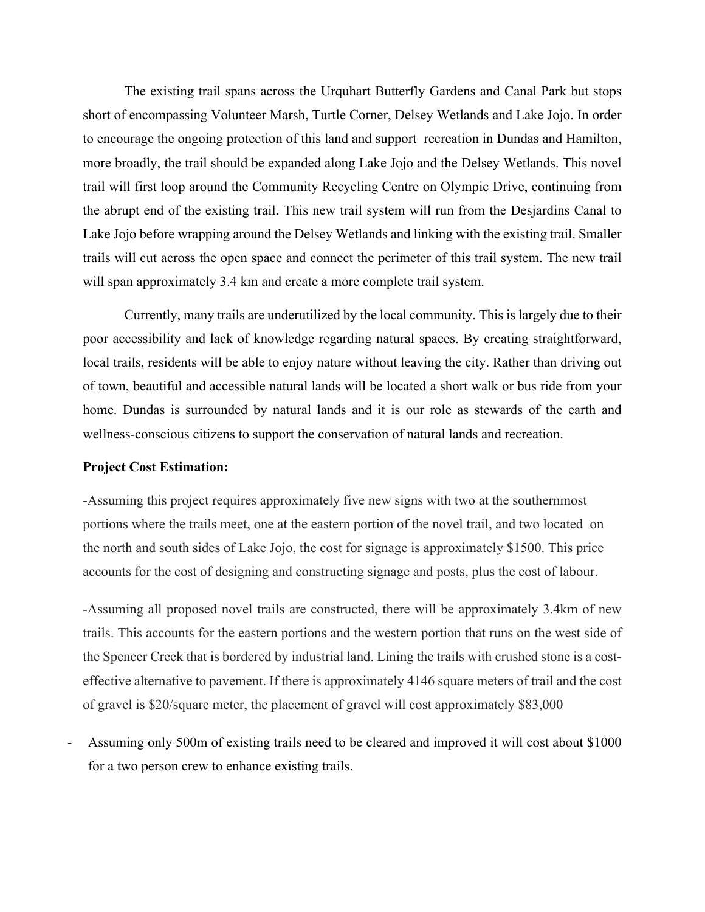The existing trail spans across the Urquhart Butterfly Gardens and Canal Park but stops short of encompassing Volunteer Marsh, Turtle Corner, Delsey Wetlands and Lake Jojo. In order to encourage the ongoing protection of this land and support recreation in Dundas and Hamilton, more broadly, the trail should be expanded along Lake Jojo and the Delsey Wetlands. This novel trail will first loop around the Community Recycling Centre on Olympic Drive, continuing from the abrupt end of the existing trail. This new trail system will run from the Desjardins Canal to Lake Jojo before wrapping around the Delsey Wetlands and linking with the existing trail. Smaller trails will cut across the open space and connect the perimeter of this trail system. The new trail will span approximately 3.4 km and create a more complete trail system.

Currently, many trails are underutilized by the local community. This is largely due to their poor accessibility and lack of knowledge regarding natural spaces. By creating straightforward, local trails, residents will be able to enjoy nature without leaving the city. Rather than driving out of town, beautiful and accessible natural lands will be located a short walk or bus ride from your home. Dundas is surrounded by natural lands and it is our role as stewards of the earth and wellness-conscious citizens to support the conservation of natural lands and recreation.

**Project Cost Estimation:**

-Assuming this project requires approximately five new signs with two at the southernmost portions where the trails meet, one at the eastern portion of the novel trail, and two located on the north and south sides of Lake Jojo, the cost for signage is approximately $1500. This price accounts for the cost of designing and constructing signage and posts, plus the cost of labour.

-Assuming all proposed novel trails are constructed, there will be approximately 3.4km of new trails. This accounts for the eastern portions and the western portion that runs on the west side of the Spencer Creek that is bordered by industrial land. Lining the trails with crushed stone is a cost-effective alternative to pavement. If there is approximately 4146 square meters of trail and the cost of gravel is $20/square meter, the placement of gravel will cost approximately $83,000

- Assuming only 500m of existing trails need to be cleared and improved it will cost about $1000 for a two person crew to enhance existing trails.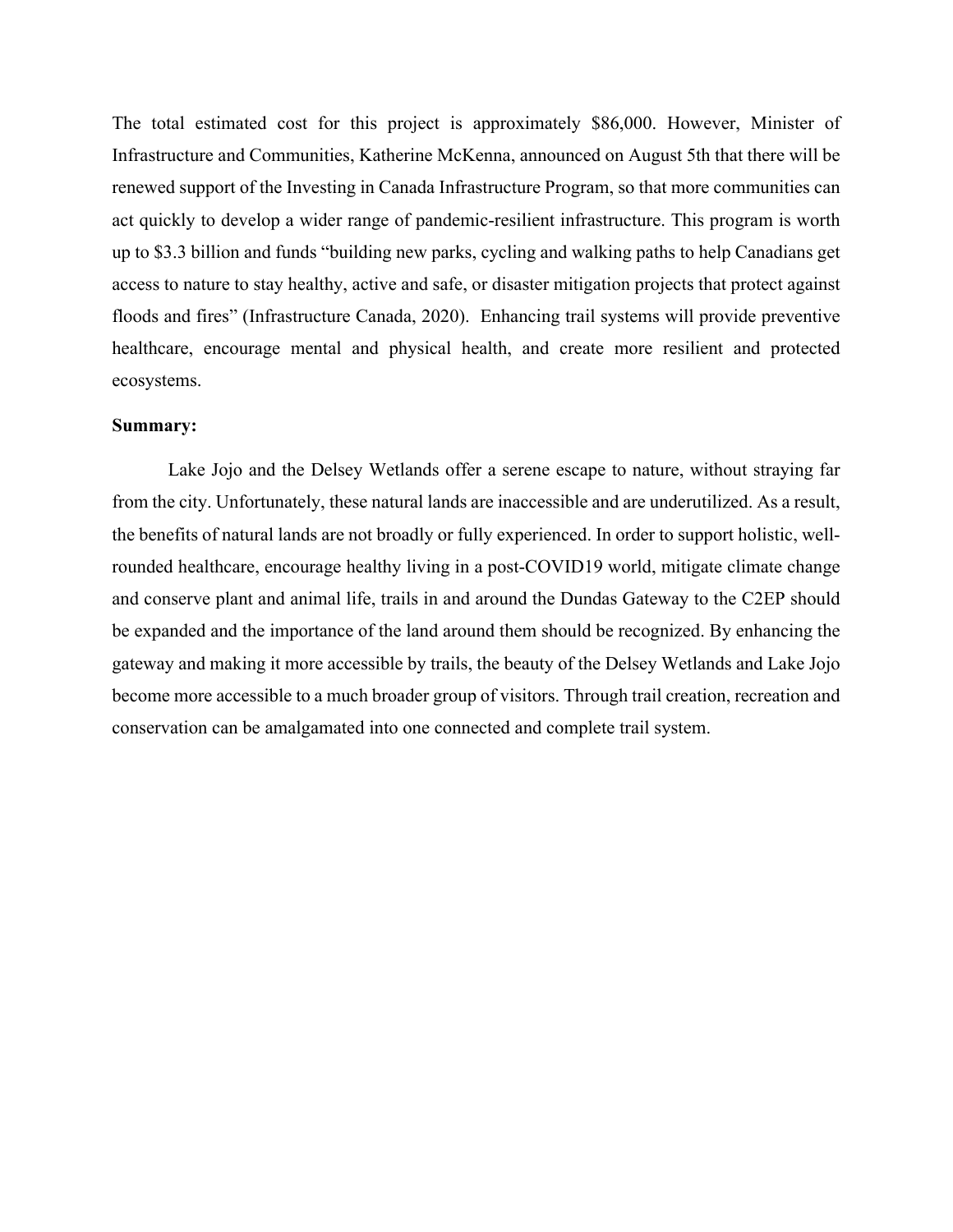The total estimated cost for this project is approximately $86,000. However, Minister of Infrastructure and Communities, Katherine McKenna, announced on August 5th that there will be renewed support of the Investing in Canada Infrastructure Program, so that more communities can act quickly to develop a wider range of pandemic-resilient infrastructure. This program is worth up to $3.3 billion and funds "building new parks, cycling and walking paths to help Canadians get access to nature to stay healthy, active and safe, or disaster mitigation projects that protect against floods and fires" (Infrastructure Canada, 2020). Enhancing trail systems will provide preventive healthcare, encourage mental and physical health, and create more resilient and protected ecosystems.

**Summary:**

Lake Jojo and the Delsey Wetlands offer a serene escape to nature, without straying far from the city. Unfortunately, these natural lands are inaccessible and are underutilized. As a result, the benefits of natural lands are not broadly or fully experienced. In order to support holistic, well-rounded healthcare, encourage healthy living in a post-COVID19 world, mitigate climate change and conserve plant and animal life, trails in and around the Dundas Gateway to the C2EP should be expanded and the importance of the land around them should be recognized. By enhancing the gateway and making it more accessible by trails, the beauty of the Delsey Wetlands and Lake Jojo become more accessible to a much broader group of visitors. Through trail creation, recreation and conservation can be amalgamated into one connected and complete trail system.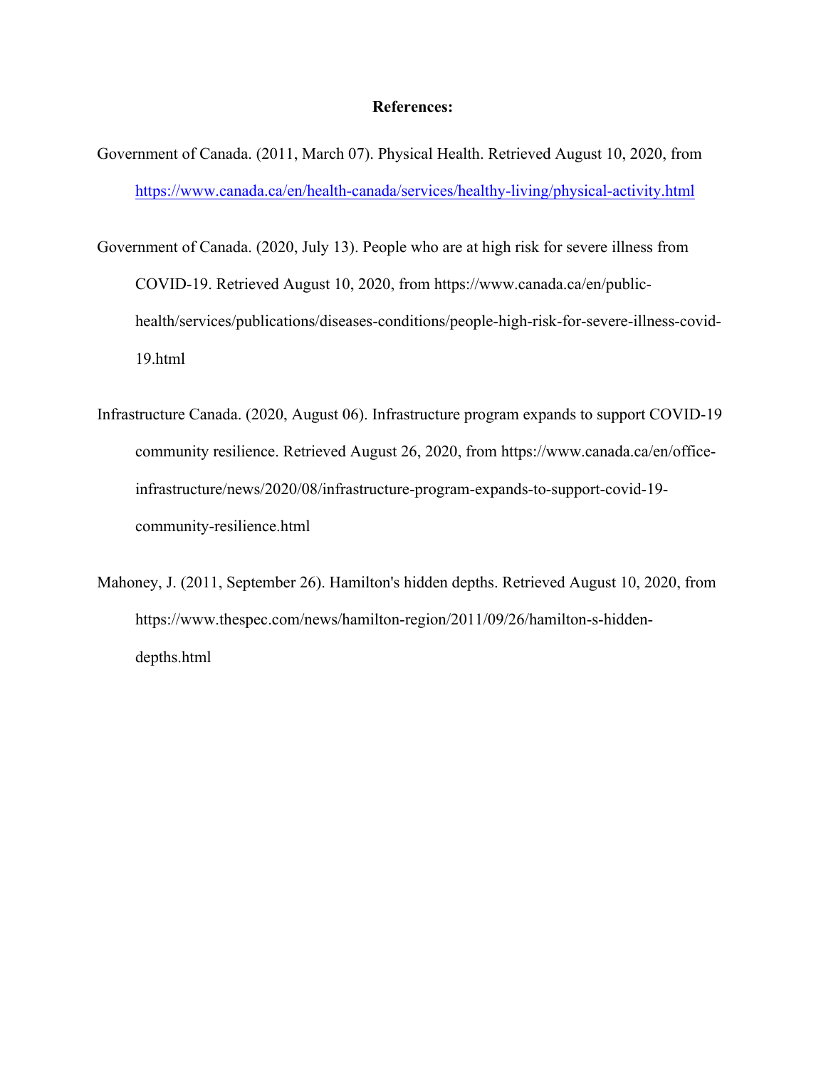**References:**

Government of Canada. (2011, March 07). Physical Health. Retrieved August 10, 2020, from https://www.canada.ca/en/health-canada/services/healthy-living/physical-activity.html

Government of Canada. (2020, July 13). People who are at high risk for severe illness from COVID-19. Retrieved August 10, 2020, from https://www.canada.ca/en/public-health/services/publications/diseases-conditions/people-high-risk-for-severe-illness-covid-19.html

Infrastructure Canada. (2020, August 06). Infrastructure program expands to support COVID-19 community resilience. Retrieved August 26, 2020, from https://www.canada.ca/en/office-infrastructure/news/2020/08/infrastructure-program-expands-to-support-covid-19-community-resilience.html

Mahoney, J. (2011, September 26). Hamilton's hidden depths. Retrieved August 10, 2020, from https://www.thespec.com/news/hamilton-region/2011/09/26/hamilton-s-hidden-depths.html